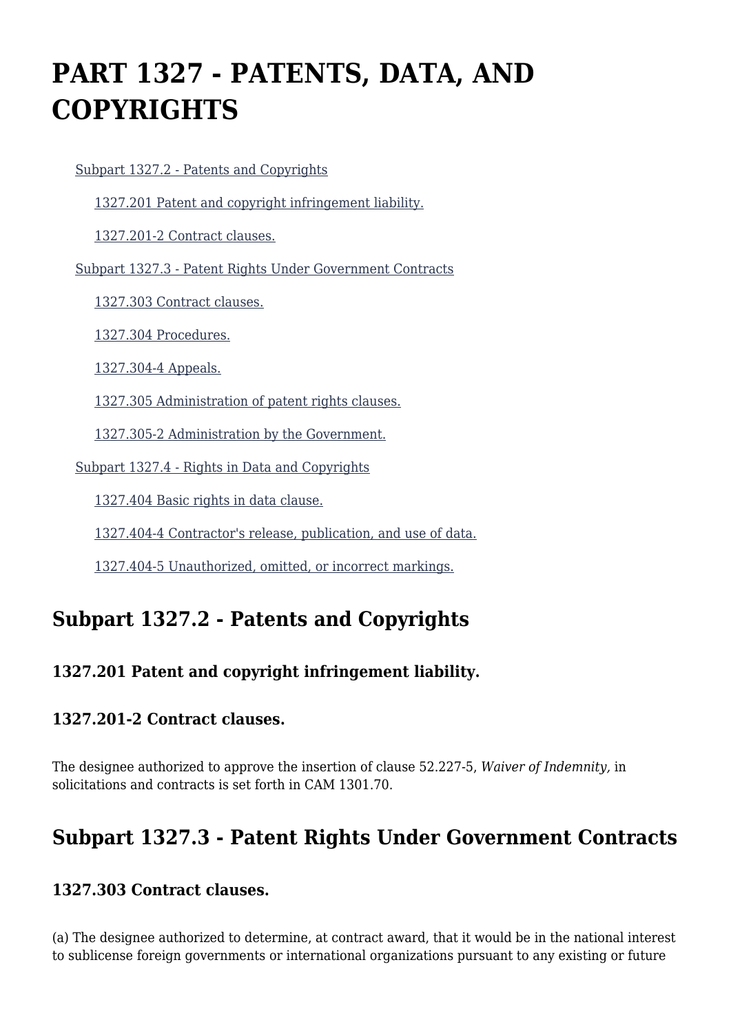# PART 1327 - PATENTS, DATA, AND COPYRIGHTS

- Subpart 1327.2 - Patents and Copyrights
  - 1327.201 Patent and copyright infringement liability.
  - 1327.201-2 Contract clauses.
- Subpart 1327.3 - Patent Rights Under Government Contracts
  - 1327.303 Contract clauses.
  - 1327.304 Procedures.
  - 1327.304-4 Appeals.
  - 1327.305 Administration of patent rights clauses.
  - 1327.305-2 Administration by the Government.
- Subpart 1327.4 - Rights in Data and Copyrights
  - 1327.404 Basic rights in data clause.
  - 1327.404-4 Contractor's release, publication, and use of data.
  - 1327.404-5 Unauthorized, omitted, or incorrect markings.

## Subpart 1327.2 - Patents and Copyrights

### 1327.201 Patent and copyright infringement liability.

### 1327.201-2 Contract clauses.

The designee authorized to approve the insertion of clause 52.227-5, *Waiver of Indemnity,* in solicitations and contracts is set forth in CAM 1301.70.

## Subpart 1327.3 - Patent Rights Under Government Contracts

### 1327.303 Contract clauses.

(a) The designee authorized to determine, at contract award, that it would be in the national interest to sublicense foreign governments or international organizations pursuant to any existing or future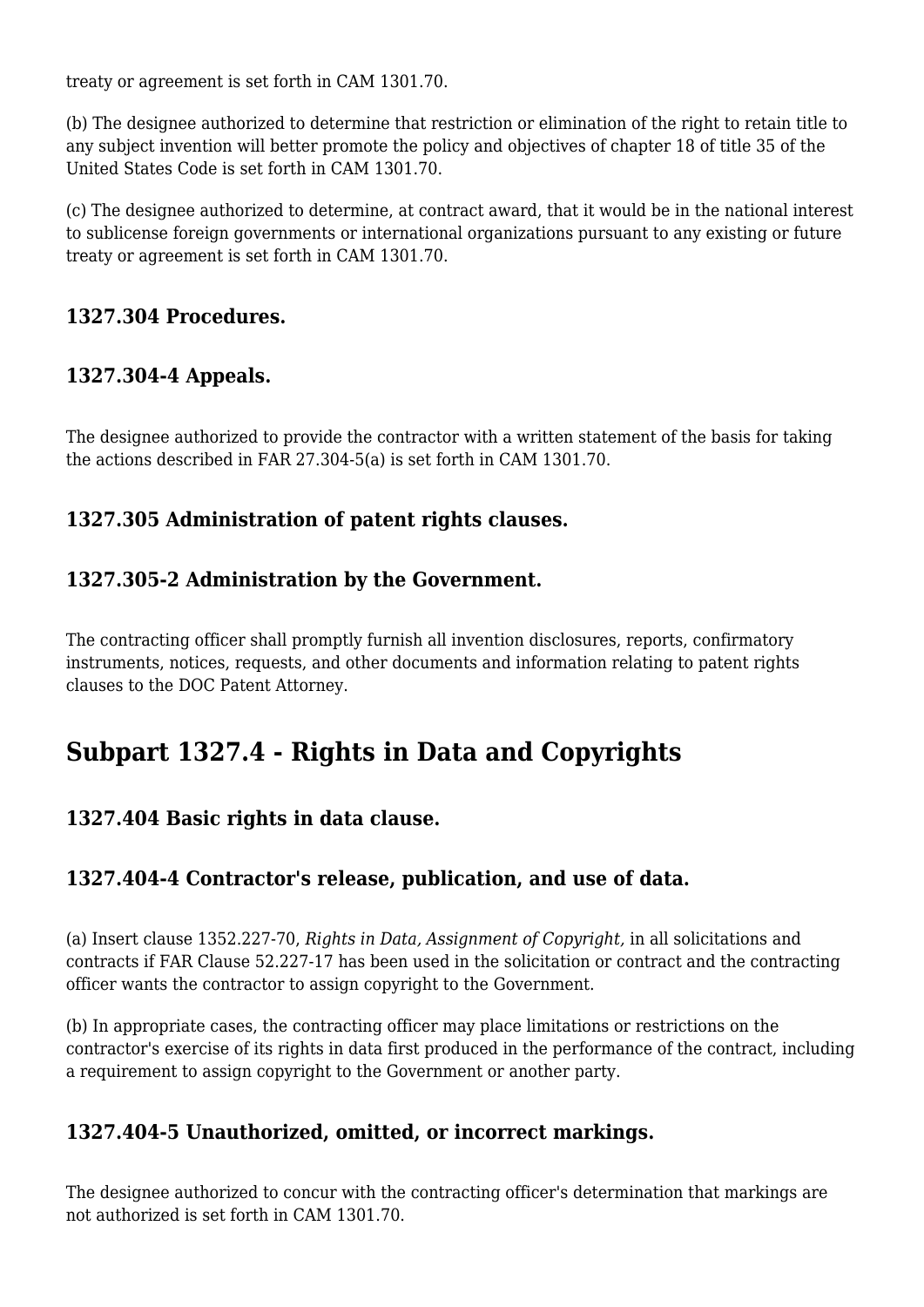treaty or agreement is set forth in CAM 1301.70.

(b) The designee authorized to determine that restriction or elimination of the right to retain title to any subject invention will better promote the policy and objectives of chapter 18 of title 35 of the United States Code is set forth in CAM 1301.70.

(c) The designee authorized to determine, at contract award, that it would be in the national interest to sublicense foreign governments or international organizations pursuant to any existing or future treaty or agreement is set forth in CAM 1301.70.

### 1327.304 Procedures.

### 1327.304-4 Appeals.

The designee authorized to provide the contractor with a written statement of the basis for taking the actions described in FAR 27.304-5(a) is set forth in CAM 1301.70.

### 1327.305 Administration of patent rights clauses.

### 1327.305-2 Administration by the Government.

The contracting officer shall promptly furnish all invention disclosures, reports, confirmatory instruments, notices, requests, and other documents and information relating to patent rights clauses to the DOC Patent Attorney.

## Subpart 1327.4 - Rights in Data and Copyrights

### 1327.404 Basic rights in data clause.

### 1327.404-4 Contractor's release, publication, and use of data.

(a) Insert clause 1352.227-70, *Rights in Data, Assignment of Copyright,* in all solicitations and contracts if FAR Clause 52.227-17 has been used in the solicitation or contract and the contracting officer wants the contractor to assign copyright to the Government.

(b) In appropriate cases, the contracting officer may place limitations or restrictions on the contractor's exercise of its rights in data first produced in the performance of the contract, including a requirement to assign copyright to the Government or another party.

### 1327.404-5 Unauthorized, omitted, or incorrect markings.

The designee authorized to concur with the contracting officer's determination that markings are not authorized is set forth in CAM 1301.70.